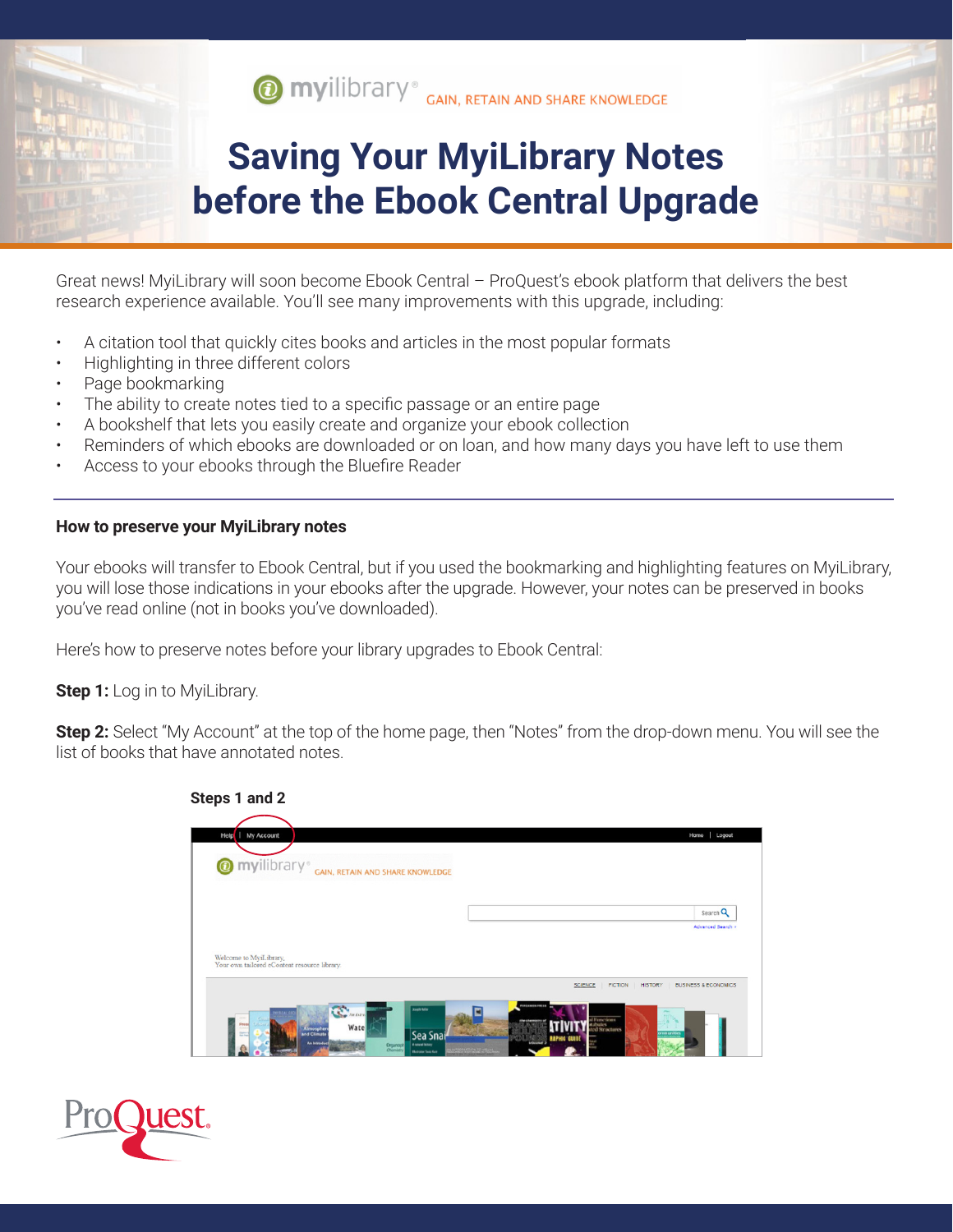myilibrary® GAIN, RETAIN AND SHARE KNOWLEDGE

# Saving Your MyiLibrary Notes before the Ebook Central Upgrade

Great news! MyiLibrary will soon become Ebook Central – ProQuest's ebook platform that delivers the best research experience available. You'll see many improvements with this upgrade, including:

- A citation tool that quickly cites books and articles in the most popular formats
- Highlighting in three different colors
- Page bookmarking
- The ability to create notes tied to a specific passage or an entire page
- A bookshelf that lets you easily create and organize your ebook collection
- Reminders of which ebooks are downloaded or on loan, and how many days you have left to use them
- Access to your ebooks through the Bluefire Reader

### How to preserve your MyiLibrary notes

Your ebooks will transfer to Ebook Central, but if you used the bookmarking and highlighting features on MyiLibrary, you will lose those indications in your ebooks after the upgrade. However, your notes can be preserved in books you've read online (not in books you've downloaded).

Here's how to preserve notes before your library upgrades to Ebook Central:

**Step 1:** Log in to MyiLibrary.

**Step 2:** Select "My Account" at the top of the home page, then "Notes" from the drop-down menu. You will see the list of books that have annotated notes.

**Steps 1 and 2**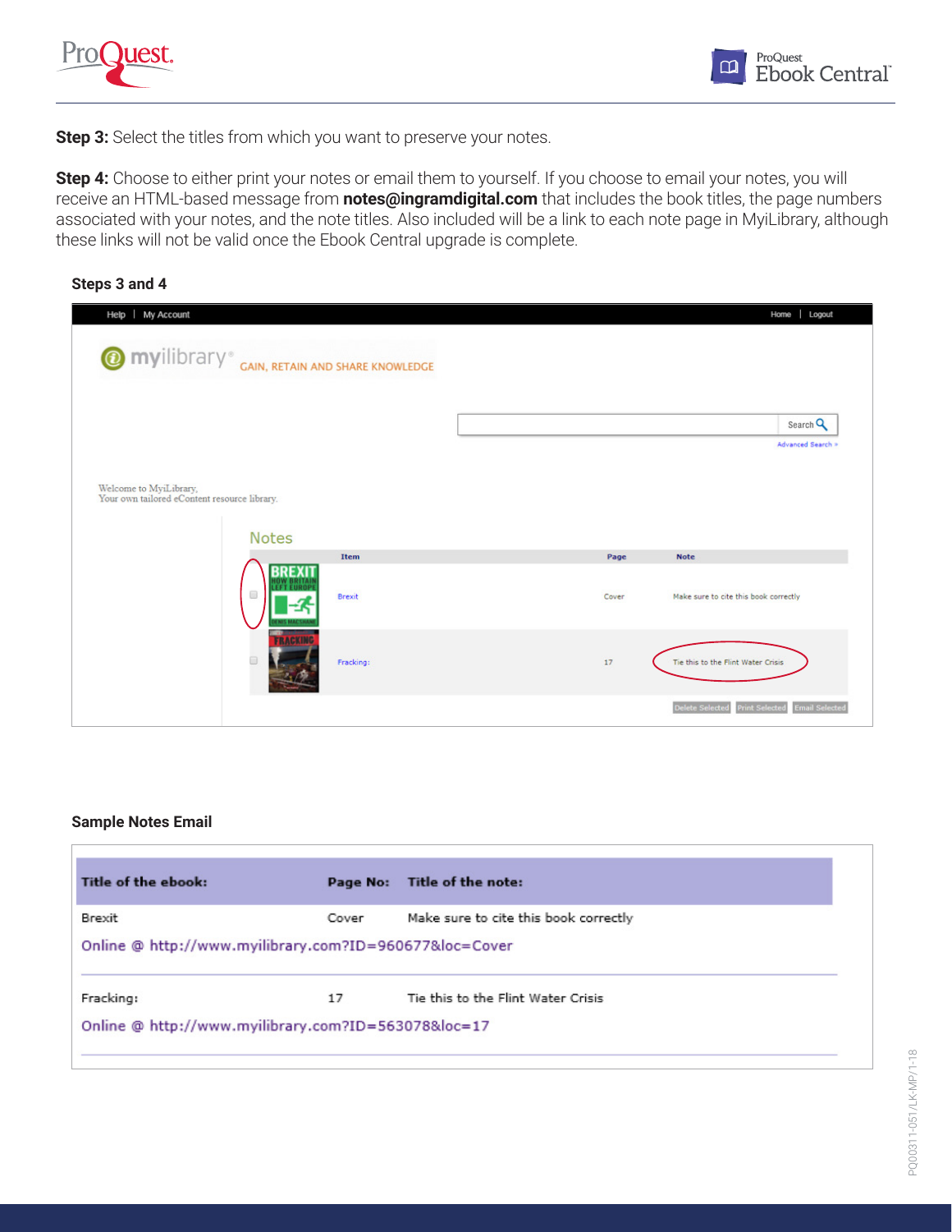**Step 3:** Select the titles from which you want to preserve your notes.

**Step 4:** Choose to either print your notes or email them to yourself. If you choose to email your notes, you will receive an HTML-based message from **notes@ingramdigital.com** that includes the book titles, the page numbers associated with your notes, and the note titles. Also included will be a link to each note page in MyiLibrary, although these links will not be valid once the Ebook Central upgrade is complete.

**Steps 3 and 4**

Help | My Account    Home | Logout

myilibrary GAIN, RETAIN AND SHARE KNOWLEDGE

Search

Advanced Search »

Welcome to MyiLibrary,
Your own tailored eContent resource library.

Notes

| Item | Page | Note |
|---|---|---|
| Brexit | Cover | Make sure to cite this book correctly |
| Fracking: | 17 | Tie this to the Flint Water Crisis |

Delete Selected    Print Selected    Email Selected

**Sample Notes Email**

| Title of the ebook: | Page No: | Title of the note: |
|---|---|---|
| Brexit | Cover | Make sure to cite this book correctly |
| Online @ http://www.myilibrary.com?ID=960677&loc=Cover | | |
| Fracking: | 17 | Tie this to the Flint Water Crisis |
| Online @ http://www.myilibrary.com?ID=563078&loc=17 | | |

PQ00311-051/LK-MP/1-18